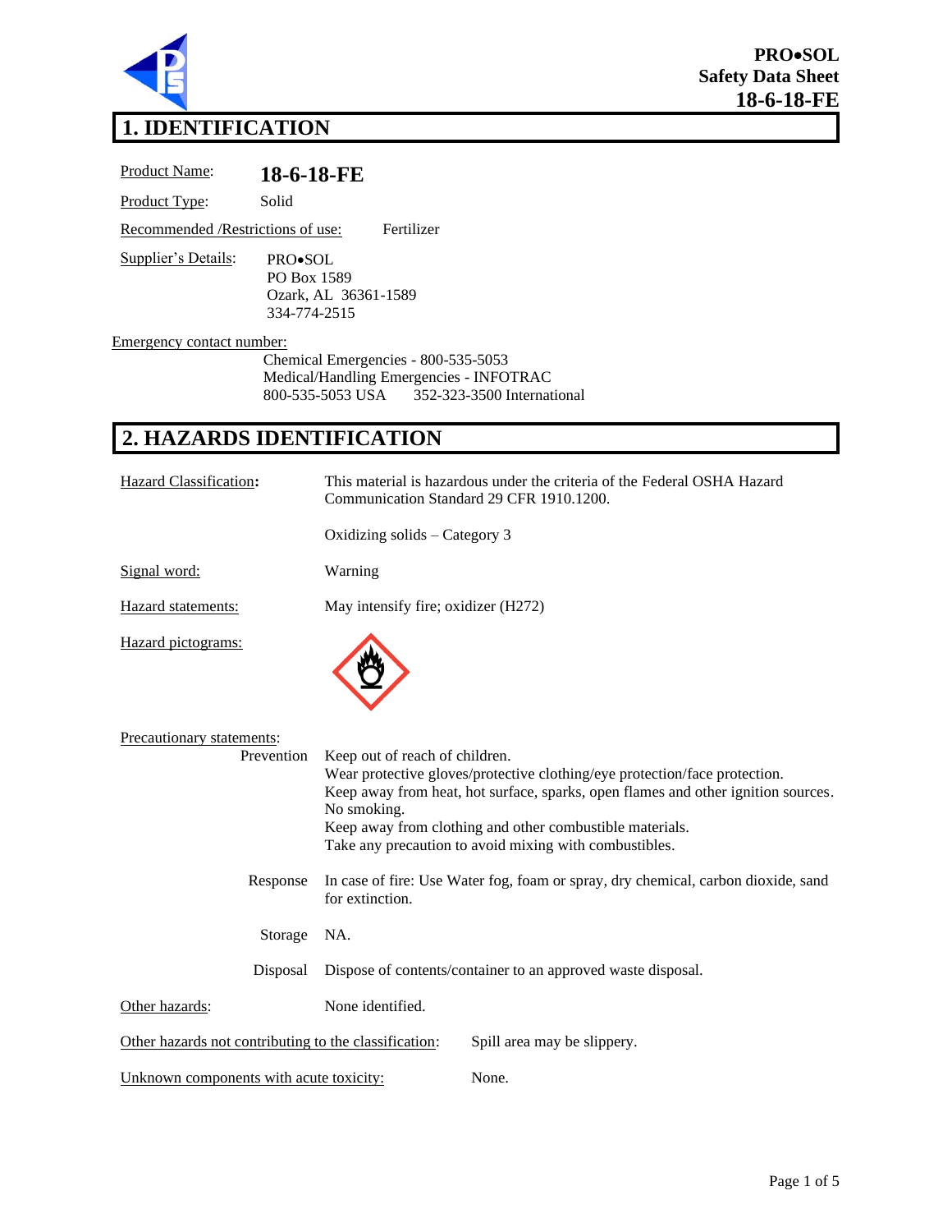**PRO•SOL**
**Safety Data Sheet**
**18-6-18-FE**

# 1. IDENTIFICATION

Product Name: **18-6-18-FE**

Product Type: Solid

Recommended /Restrictions of use: Fertilizer

Supplier's Details:
PRO•SOL
PO Box 1589
Ozark, AL 36361-1589
334-774-2515

Emergency contact number:
Chemical Emergencies - 800-535-5053
Medical/Handling Emergencies - INFOTRAC
800-535-5053 USA 352-323-3500 International

# 2. HAZARDS IDENTIFICATION

Hazard Classification**:** This material is hazardous under the criteria of the Federal OSHA Hazard Communication Standard 29 CFR 1910.1200.

Oxidizing solids – Category 3

Signal word: Warning

Hazard statements: May intensify fire; oxidizer (H272)

Hazard pictograms:

Precautionary statements:

Prevention
Keep out of reach of children.
Wear protective gloves/protective clothing/eye protection/face protection.
Keep away from heat, hot surface, sparks, open flames and other ignition sources. No smoking.
Keep away from clothing and other combustible materials.
Take any precaution to avoid mixing with combustibles.

Response
In case of fire: Use Water fog, foam or spray, dry chemical, carbon dioxide, sand for extinction.

Storage
NA.

Disposal
Dispose of contents/container to an approved waste disposal.

Other hazards: None identified.

Other hazards not contributing to the classification: Spill area may be slippery.

Unknown components with acute toxicity: None.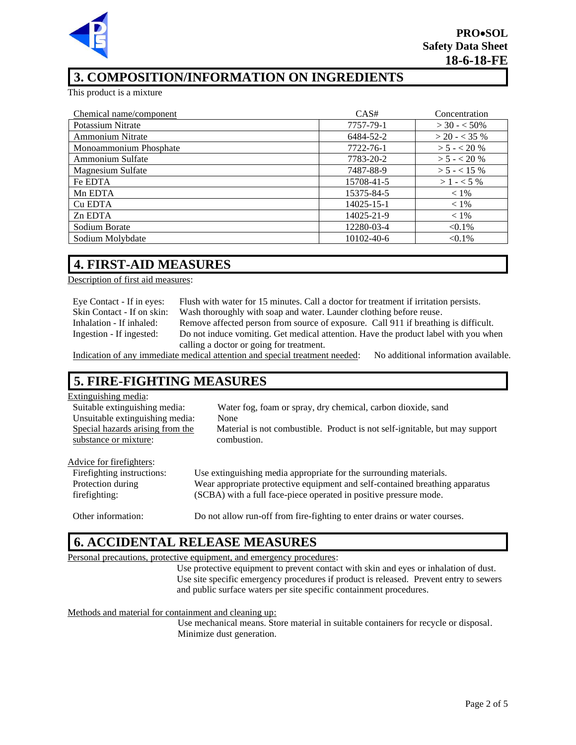## 3. COMPOSITION/INFORMATION ON INGREDIENTS

This product is a mixture

| Chemical name/component | CAS# | Concentration |
|---|---|---|
| Potassium Nitrate | 7757-79-1 | > 30 - < 50% |
| Ammonium Nitrate | 6484-52-2 | > 20 - < 35 % |
| Monoammonium Phosphate | 7722-76-1 | > 5 - < 20 % |
| Ammonium Sulfate | 7783-20-2 | > 5 - < 20 % |
| Magnesium Sulfate | 7487-88-9 | > 5 - < 15 % |
| Fe EDTA | 15708-41-5 | > 1 - < 5 % |
| Mn EDTA | 15375-84-5 | < 1% |
| Cu EDTA | 14025-15-1 | < 1% |
| Zn EDTA | 14025-21-9 | < 1% |
| Sodium Borate | 12280-03-4 | <0.1% |
| Sodium Molybdate | 10102-40-6 | <0.1% |

## 4. FIRST-AID MEASURES

Description of first aid measures:

- Eye Contact - If in eyes: Flush with water for 15 minutes. Call a doctor for treatment if irritation persists.
- Skin Contact - If on skin: Wash thoroughly with soap and water. Launder clothing before reuse.
- Inhalation - If inhaled: Remove affected person from source of exposure. Call 911 if breathing is difficult.
- Ingestion - If ingested: Do not induce vomiting. Get medical attention. Have the product label with you when calling a doctor or going for treatment.

Indication of any immediate medical attention and special treatment needed: No additional information available.

## 5. FIRE-FIGHTING MEASURES

Extinguishing media:

- Suitable extinguishing media: Water fog, foam or spray, dry chemical, carbon dioxide, sand
- Unsuitable extinguishing media: None

Special hazards arising from the substance or mixture: Material is not combustible. Product is not self-ignitable, but may support combustion.

Advice for firefighters:

- Firefighting instructions: Use extinguishing media appropriate for the surrounding materials.
- Protection during firefighting: Wear appropriate protective equipment and self-contained breathing apparatus (SCBA) with a full face-piece operated in positive pressure mode.

Other information: Do not allow run-off from fire-fighting to enter drains or water courses.

## 6. ACCIDENTAL RELEASE MEASURES

Personal precautions, protective equipment, and emergency procedures:

Use protective equipment to prevent contact with skin and eyes or inhalation of dust. Use site specific emergency procedures if product is released. Prevent entry to sewers and public surface waters per site specific containment procedures.

Methods and material for containment and cleaning up:

Use mechanical means. Store material in suitable containers for recycle or disposal. Minimize dust generation.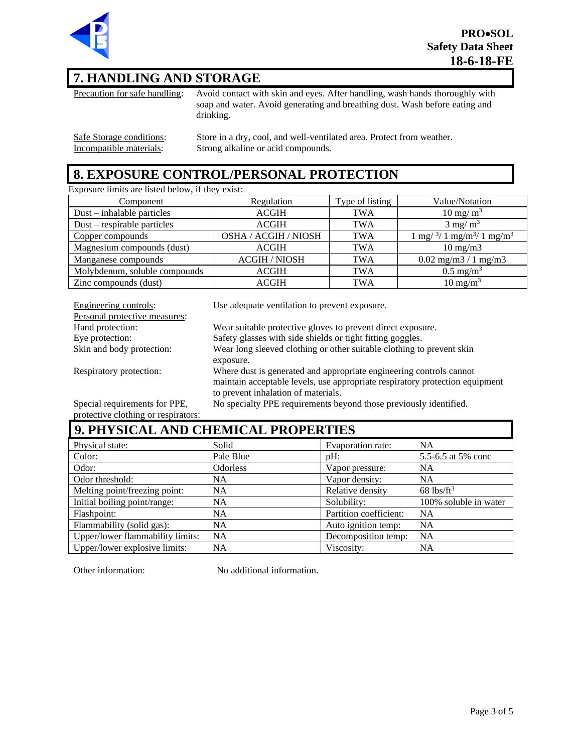## 7. HANDLING AND STORAGE

Precaution for safe handling: Avoid contact with skin and eyes. After handling, wash hands thoroughly with soap and water. Avoid generating and breathing dust. Wash before eating and drinking.

Safe Storage conditions: Store in a dry, cool, and well-ventilated area. Protect from weather.

Incompatible materials: Strong alkaline or acid compounds.

## 8. EXPOSURE CONTROL/PERSONAL PROTECTION

Exposure limits are listed below, if they exist:

| Component | Regulation | Type of listing | Value/Notation |
|---|---|---|---|
| Dust – inhalable particles | ACGIH | TWA | 10 mg/ $m^3$ |
| Dust – respirable particles | ACGIH | TWA | 3 mg/ $m^3$ |
| Copper compounds | OSHA / ACGIH / NIOSH | TWA | 1 mg/ $^3$/ 1 mg/$m^3$/ 1 mg/$m^3$ |
| Magnesium compounds (dust) | ACGIH | TWA | 10 mg/m3 |
| Manganese compounds | ACGIH / NIOSH | TWA | 0.02 mg/m3 / 1 mg/m3 |
| Molybdenum, soluble compounds | ACGIH | TWA | 0.5 mg/$m^3$ |
| Zinc compounds (dust) | ACGIH | TWA | 10 mg/$m^3$ |

Engineering controls: Use adequate ventilation to prevent exposure.

Personal protective measures:

Hand protection: Wear suitable protective gloves to prevent direct exposure.

Eye protection: Safety glasses with side shields or tight fitting goggles.

Skin and body protection: Wear long sleeved clothing or other suitable clothing to prevent skin exposure.

Respiratory protection: Where dust is generated and appropriate engineering controls cannot maintain acceptable levels, use appropriate respiratory protection equipment to prevent inhalation of materials.

Special requirements for PPE, protective clothing or respirators: No specialty PPE requirements beyond those previously identified.

## 9. PHYSICAL AND CHEMICAL PROPERTIES

| | | | |
|---|---|---|---|
| Physical state: | Solid | Evaporation rate: | NA |
| Color: | Pale Blue | pH: | 5.5-6.5 at 5% conc |
| Odor: | Odorless | Vapor pressure: | NA |
| Odor threshold: | NA | Vapor density: | NA |
| Melting point/freezing point: | NA | Relative density | 68 lbs/$ft^3$ |
| Initial boiling point/range: | NA | Solubility: | 100% soluble in water |
| Flashpoint: | NA | Partition coefficient: | NA |
| Flammability (solid gas): | NA | Auto ignition temp: | NA |
| Upper/lower flammability limits: | NA | Decomposition temp: | NA |
| Upper/lower explosive limits: | NA | Viscosity: | NA |

Other information: No additional information.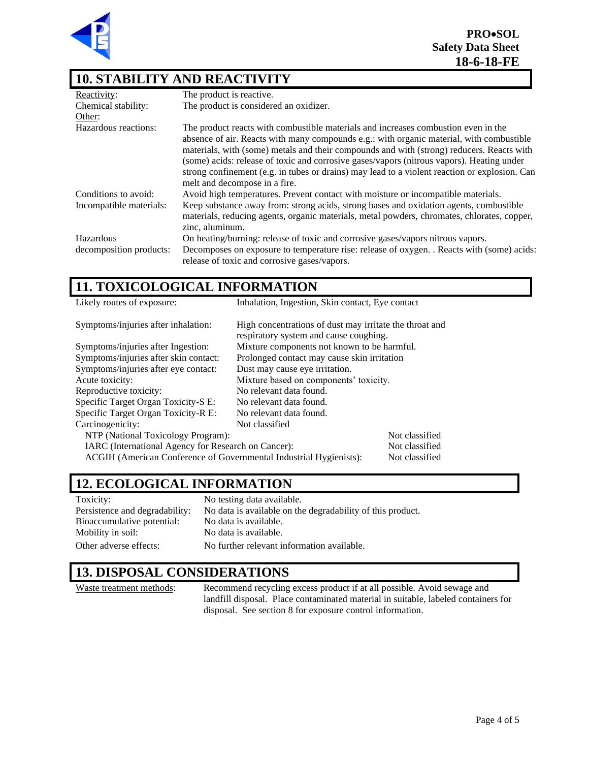## 10. STABILITY AND REACTIVITY

| | |
|---|---|
| Reactivity: | The product is reactive. |
| Chemical stability: | The product is considered an oxidizer. |
| Other: | |
| Hazardous reactions: | The product reacts with combustible materials and increases combustion even in the absence of air. Reacts with many compounds e.g.: with organic material, with combustible materials, with (some) metals and their compounds and with (strong) reducers. Reacts with (some) acids: release of toxic and corrosive gases/vapors (nitrous vapors). Heating under strong confinement (e.g. in tubes or drains) may lead to a violent reaction or explosion. Can melt and decompose in a fire. |
| Conditions to avoid: | Avoid high temperatures. Prevent contact with moisture or incompatible materials. |
| Incompatible materials: | Keep substance away from: strong acids, strong bases and oxidation agents, combustible materials, reducing agents, organic materials, metal powders, chromates, chlorates, copper, zinc, aluminum. |
| Hazardous decomposition products: | On heating/burning: release of toxic and corrosive gases/vapors nitrous vapors. Decomposes on exposure to temperature rise: release of oxygen. . Reacts with (some) acids: release of toxic and corrosive gases/vapors. |

## 11. TOXICOLOGICAL INFORMATION

| | |
|---|---|
| Likely routes of exposure: | Inhalation, Ingestion, Skin contact, Eye contact |
| Symptoms/injuries after inhalation: | High concentrations of dust may irritate the throat and respiratory system and cause coughing. |
| Symptoms/injuries after Ingestion: | Mixture components not known to be harmful. |
| Symptoms/injuries after skin contact: | Prolonged contact may cause skin irritation |
| Symptoms/injuries after eye contact: | Dust may cause eye irritation. |
| Acute toxicity: | Mixture based on components' toxicity. |
| Reproductive toxicity: | No relevant data found. |
| Specific Target Organ Toxicity-S E: | No relevant data found. |
| Specific Target Organ Toxicity-R E: | No relevant data found. |
| Carcinogenicity: | Not classified |

| | |
|---|---|
| NTP (National Toxicology Program): | Not classified |
| IARC (International Agency for Research on Cancer): | Not classified |
| ACGIH (American Conference of Governmental Industrial Hygienists): | Not classified |

## 12. ECOLOGICAL INFORMATION

| | |
|---|---|
| Toxicity: | No testing data available. |
| Persistence and degradability: | No data is available on the degradability of this product. |
| Bioaccumulative potential: | No data is available. |
| Mobility in soil: | No data is available. |
| Other adverse effects: | No further relevant information available. |

## 13. DISPOSAL CONSIDERATIONS

| | |
|---|---|
| Waste treatment methods: | Recommend recycling excess product if at all possible. Avoid sewage and landfill disposal. Place contaminated material in suitable, labeled containers for disposal. See section 8 for exposure control information. |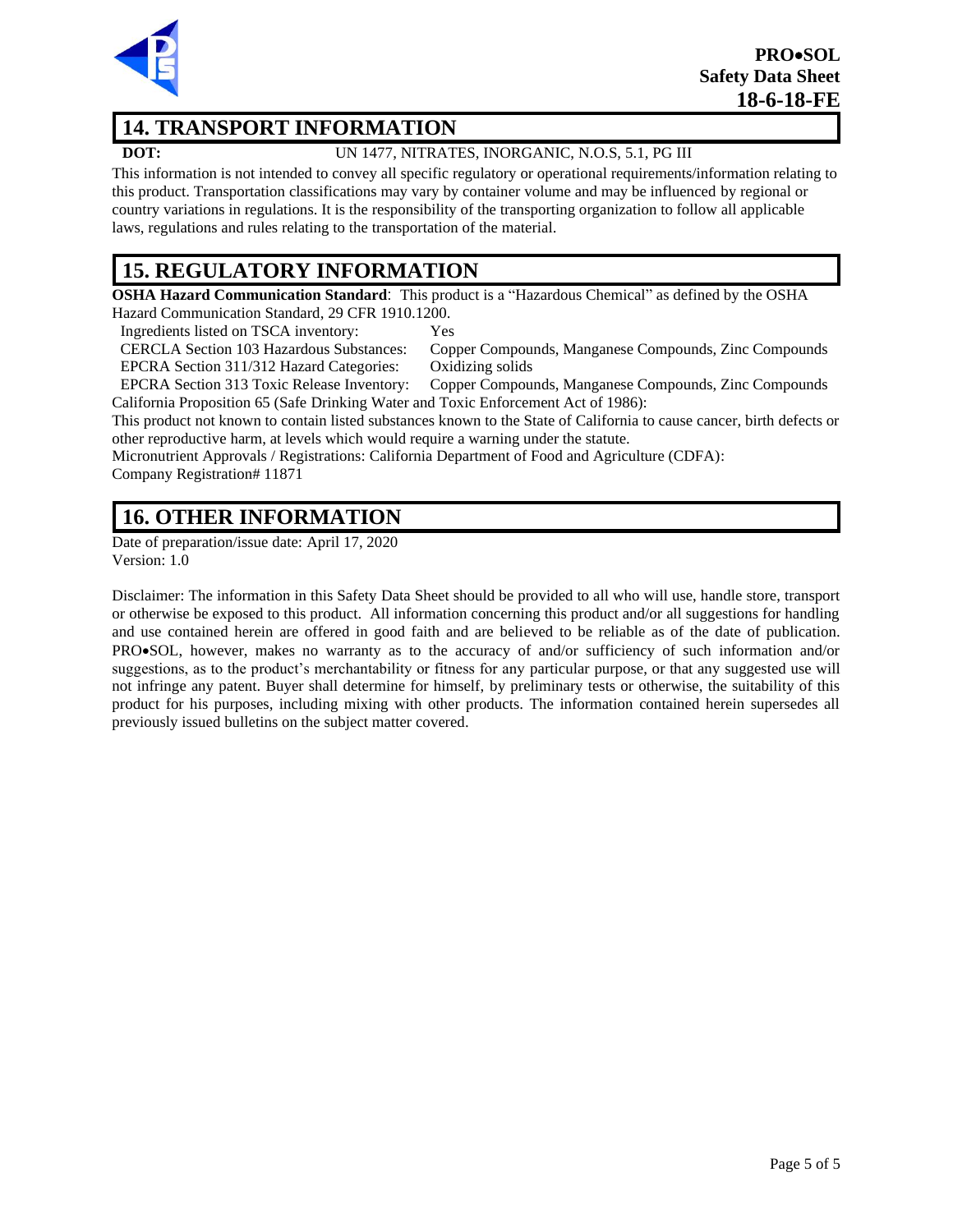## 14. TRANSPORT INFORMATION

**DOT:** UN 1477, NITRATES, INORGANIC, N.O.S, 5.1, PG III

This information is not intended to convey all specific regulatory or operational requirements/information relating to this product. Transportation classifications may vary by container volume and may be influenced by regional or country variations in regulations. It is the responsibility of the transporting organization to follow all applicable laws, regulations and rules relating to the transportation of the material.

## 15. REGULATORY INFORMATION

**OSHA Hazard Communication Standard**: This product is a "Hazardous Chemical" as defined by the OSHA Hazard Communication Standard, 29 CFR 1910.1200.

| | |
|---|---|
| Ingredients listed on TSCA inventory: | Yes |
| CERCLA Section 103 Hazardous Substances: | Copper Compounds, Manganese Compounds, Zinc Compounds |
| EPCRA Section 311/312 Hazard Categories: | Oxidizing solids |
| EPCRA Section 313 Toxic Release Inventory: | Copper Compounds, Manganese Compounds, Zinc Compounds |

California Proposition 65 (Safe Drinking Water and Toxic Enforcement Act of 1986):

This product not known to contain listed substances known to the State of California to cause cancer, birth defects or other reproductive harm, at levels which would require a warning under the statute.

Micronutrient Approvals / Registrations: California Department of Food and Agriculture (CDFA):
Company Registration# 11871

## 16. OTHER INFORMATION

Date of preparation/issue date: April 17, 2020
Version: 1.0

Disclaimer: The information in this Safety Data Sheet should be provided to all who will use, handle store, transport or otherwise be exposed to this product. All information concerning this product and/or all suggestions for handling and use contained herein are offered in good faith and are believed to be reliable as of the date of publication. PRO•SOL, however, makes no warranty as to the accuracy of and/or sufficiency of such information and/or suggestions, as to the product's merchantability or fitness for any particular purpose, or that any suggested use will not infringe any patent. Buyer shall determine for himself, by preliminary tests or otherwise, the suitability of this product for his purposes, including mixing with other products. The information contained herein supersedes all previously issued bulletins on the subject matter covered.